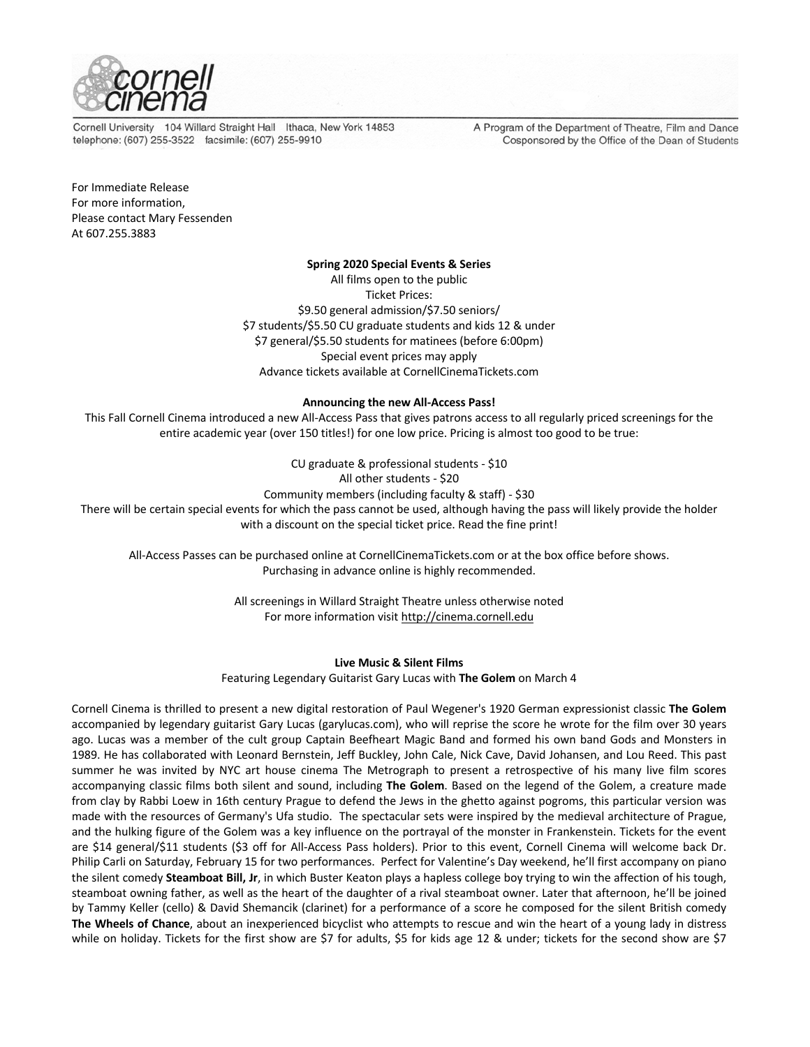cornell cinema

Cornell University 104 Willard Straight Hall Ithaca, New York 14853
telephone: (607) 255-3522 facsimile: (607) 255-9910

A Program of the Department of Theatre, Film and Dance
Cosponsored by the Office of the Dean of Students

For Immediate Release
For more information,
Please contact Mary Fessenden
At 607.255.3883

**Spring 2020 Special Events & Series**

All films open to the public
Ticket Prices:
$9.50 general admission/$7.50 seniors/
$7 students/$5.50 CU graduate students and kids 12 & under
$7 general/$5.50 students for matinees (before 6:00pm)
Special event prices may apply
Advance tickets available at CornellCinemaTickets.com

**Announcing the new All-Access Pass!**

This Fall Cornell Cinema introduced a new All-Access Pass that gives patrons access to all regularly priced screenings for the entire academic year (over 150 titles!) for one low price. Pricing is almost too good to be true:

CU graduate & professional students - $10
All other students - $20
Community members (including faculty & staff) - $30

There will be certain special events for which the pass cannot be used, although having the pass will likely provide the holder with a discount on the special ticket price. Read the fine print!

All-Access Passes can be purchased online at CornellCinemaTickets.com or at the box office before shows. Purchasing in advance online is highly recommended.

All screenings in Willard Straight Theatre unless otherwise noted
For more information visit http://cinema.cornell.edu

**Live Music & Silent Films**

Featuring Legendary Guitarist Gary Lucas with **The Golem** on March 4

Cornell Cinema is thrilled to present a new digital restoration of Paul Wegener's 1920 German expressionist classic **The Golem** accompanied by legendary guitarist Gary Lucas (garylucas.com), who will reprise the score he wrote for the film over 30 years ago. Lucas was a member of the cult group Captain Beefheart Magic Band and formed his own band Gods and Monsters in 1989. He has collaborated with Leonard Bernstein, Jeff Buckley, John Cale, Nick Cave, David Johansen, and Lou Reed. This past summer he was invited by NYC art house cinema The Metrograph to present a retrospective of his many live film scores accompanying classic films both silent and sound, including **The Golem**. Based on the legend of the Golem, a creature made from clay by Rabbi Loew in 16th century Prague to defend the Jews in the ghetto against pogroms, this particular version was made with the resources of Germany's Ufa studio. The spectacular sets were inspired by the medieval architecture of Prague, and the hulking figure of the Golem was a key influence on the portrayal of the monster in Frankenstein. Tickets for the event are $14 general/$11 students ($3 off for All-Access Pass holders). Prior to this event, Cornell Cinema will welcome back Dr. Philip Carli on Saturday, February 15 for two performances. Perfect for Valentine's Day weekend, he'll first accompany on piano the silent comedy **Steamboat Bill, Jr**, in which Buster Keaton plays a hapless college boy trying to win the affection of his tough, steamboat owning father, as well as the heart of the daughter of a rival steamboat owner. Later that afternoon, he'll be joined by Tammy Keller (cello) & David Shemancik (clarinet) for a performance of a score he composed for the silent British comedy **The Wheels of Chance**, about an inexperienced bicyclist who attempts to rescue and win the heart of a young lady in distress while on holiday. Tickets for the first show are $7 for adults, $5 for kids age 12 & under; tickets for the second show are $7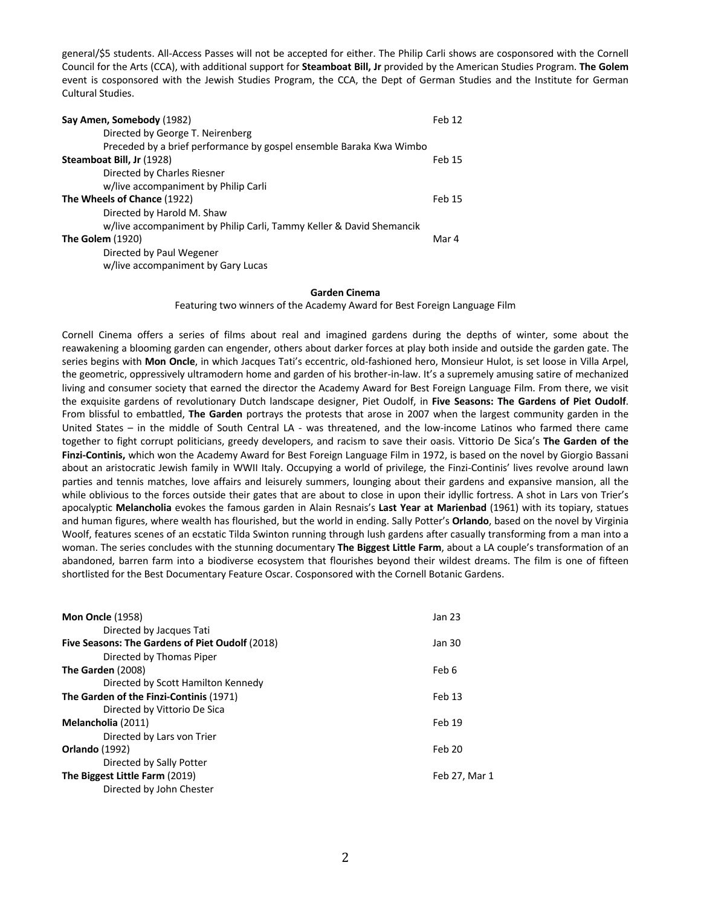general/$5 students. All-Access Passes will not be accepted for either. The Philip Carli shows are cosponsored with the Cornell Council for the Arts (CCA), with additional support for **Steamboat Bill, Jr** provided by the American Studies Program. **The Golem** event is cosponsored with the Jewish Studies Program, the CCA, the Dept of German Studies and the Institute for German Cultural Studies.

| | |
|---|---|
| **Say Amen, Somebody** (1982)<br>Directed by George T. Neirenberg<br>Preceded by a brief performance by gospel ensemble Baraka Kwa Wimbo | Feb 12 |
| **Steamboat Bill, Jr** (1928)<br>Directed by Charles Riesner<br>w/live accompaniment by Philip Carli | Feb 15 |
| **The Wheels of Chance** (1922)<br>Directed by Harold M. Shaw<br>w/live accompaniment by Philip Carli, Tammy Keller & David Shemancik | Feb 15 |
| **The Golem** (1920)<br>Directed by Paul Wegener<br>w/live accompaniment by Gary Lucas | Mar 4 |

## Garden Cinema

Featuring two winners of the Academy Award for Best Foreign Language Film

Cornell Cinema offers a series of films about real and imagined gardens during the depths of winter, some about the reawakening a blooming garden can engender, others about darker forces at play both inside and outside the garden gate. The series begins with **Mon Oncle**, in which Jacques Tati's eccentric, old-fashioned hero, Monsieur Hulot, is set loose in Villa Arpel, the geometric, oppressively ultramodern home and garden of his brother-in-law. It's a supremely amusing satire of mechanized living and consumer society that earned the director the Academy Award for Best Foreign Language Film. From there, we visit the exquisite gardens of revolutionary Dutch landscape designer, Piet Oudolf, in **Five Seasons: The Gardens of Piet Oudolf**. From blissful to embattled, **The Garden** portrays the protests that arose in 2007 when the largest community garden in the United States – in the middle of South Central LA - was threatened, and the low-income Latinos who farmed there came together to fight corrupt politicians, greedy developers, and racism to save their oasis. Vittorio De Sica's **The Garden of the Finzi-Continis,** which won the Academy Award for Best Foreign Language Film in 1972, is based on the novel by Giorgio Bassani about an aristocratic Jewish family in WWII Italy. Occupying a world of privilege, the Finzi-Continis' lives revolve around lawn parties and tennis matches, love affairs and leisurely summers, lounging about their gardens and expansive mansion, all the while oblivious to the forces outside their gates that are about to close in upon their idyllic fortress. A shot in Lars von Trier's apocalyptic **Melancholia** evokes the famous garden in Alain Resnais's **Last Year at Marienbad** (1961) with its topiary, statues and human figures, where wealth has flourished, but the world in ending. Sally Potter's **Orlando**, based on the novel by Virginia Woolf, features scenes of an ecstatic Tilda Swinton running through lush gardens after casually transforming from a man into a woman. The series concludes with the stunning documentary **The Biggest Little Farm**, about a LA couple's transformation of an abandoned, barren farm into a biodiverse ecosystem that flourishes beyond their wildest dreams. The film is one of fifteen shortlisted for the Best Documentary Feature Oscar. Cosponsored with the Cornell Botanic Gardens.

| | |
|---|---|
| **Mon Oncle** (1958)<br>Directed by Jacques Tati | Jan 23 |
| **Five Seasons: The Gardens of Piet Oudolf** (2018)<br>Directed by Thomas Piper | Jan 30 |
| **The Garden** (2008)<br>Directed by Scott Hamilton Kennedy | Feb 6 |
| **The Garden of the Finzi-Continis** (1971)<br>Directed by Vittorio De Sica | Feb 13 |
| **Melancholia** (2011)<br>Directed by Lars von Trier | Feb 19 |
| **Orlando** (1992)<br>Directed by Sally Potter | Feb 20 |
| **The Biggest Little Farm** (2019)<br>Directed by John Chester | Feb 27, Mar 1 |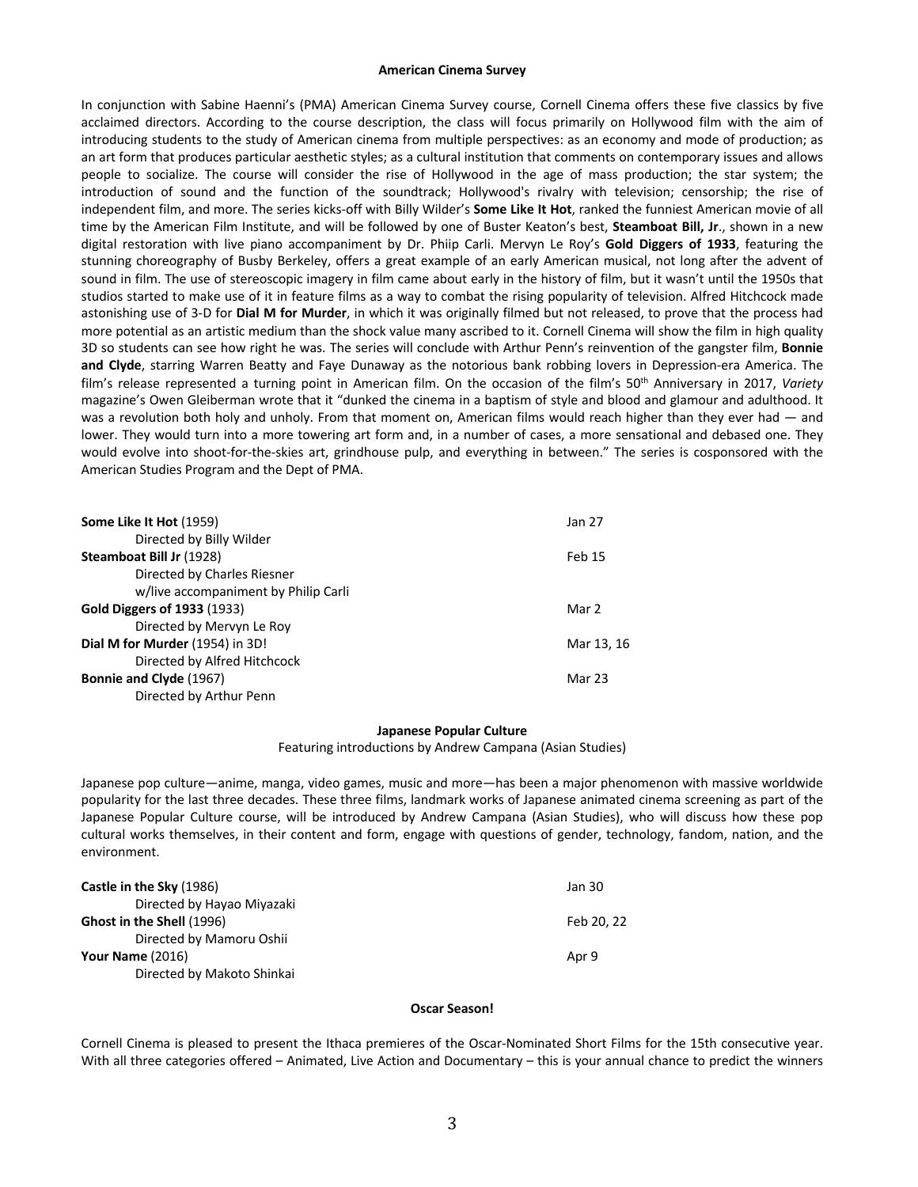### American Cinema Survey

In conjunction with Sabine Haenni's (PMA) American Cinema Survey course, Cornell Cinema offers these five classics by five acclaimed directors. According to the course description, the class will focus primarily on Hollywood film with the aim of introducing students to the study of American cinema from multiple perspectives: as an economy and mode of production; as an art form that produces particular aesthetic styles; as a cultural institution that comments on contemporary issues and allows people to socialize. The course will consider the rise of Hollywood in the age of mass production; the star system; the introduction of sound and the function of the soundtrack; Hollywood's rivalry with television; censorship; the rise of independent film, and more. The series kicks-off with Billy Wilder's **Some Like It Hot**, ranked the funniest American movie of all time by the American Film Institute, and will be followed by one of Buster Keaton's best, **Steamboat Bill, Jr**., shown in a new digital restoration with live piano accompaniment by Dr. Phiip Carli. Mervyn Le Roy's **Gold Diggers of 1933**, featuring the stunning choreography of Busby Berkeley, offers a great example of an early American musical, not long after the advent of sound in film. The use of stereoscopic imagery in film came about early in the history of film, but it wasn't until the 1950s that studios started to make use of it in feature films as a way to combat the rising popularity of television. Alfred Hitchcock made astonishing use of 3-D for **Dial M for Murder**, in which it was originally filmed but not released, to prove that the process had more potential as an artistic medium than the shock value many ascribed to it. Cornell Cinema will show the film in high quality 3D so students can see how right he was. The series will conclude with Arthur Penn's reinvention of the gangster film, **Bonnie and Clyde**, starring Warren Beatty and Faye Dunaway as the notorious bank robbing lovers in Depression-era America. The film's release represented a turning point in American film. On the occasion of the film's 50th Anniversary in 2017, *Variety* magazine's Owen Gleiberman wrote that it "dunked the cinema in a baptism of style and blood and glamour and adulthood. It was a revolution both holy and unholy. From that moment on, American films would reach higher than they ever had — and lower. They would turn into a more towering art form and, in a number of cases, a more sensational and debased one. They would evolve into shoot-for-the-skies art, grindhouse pulp, and everything in between." The series is cosponsored with the American Studies Program and the Dept of PMA.

**Some Like It Hot** (1959) — Jan 27
Directed by Billy Wilder

**Steamboat Bill Jr** (1928) — Feb 15
Directed by Charles Riesner
w/live accompaniment by Philip Carli

**Gold Diggers of 1933** (1933) — Mar 2
Directed by Mervyn Le Roy

**Dial M for Murder** (1954) in 3D! — Mar 13, 16
Directed by Alfred Hitchcock

**Bonnie and Clyde** (1967) — Mar 23
Directed by Arthur Penn

### Japanese Popular Culture

Featuring introductions by Andrew Campana (Asian Studies)

Japanese pop culture—anime, manga, video games, music and more—has been a major phenomenon with massive worldwide popularity for the last three decades. These three films, landmark works of Japanese animated cinema screening as part of the Japanese Popular Culture course, will be introduced by Andrew Campana (Asian Studies), who will discuss how these pop cultural works themselves, in their content and form, engage with questions of gender, technology, fandom, nation, and the environment.

**Castle in the Sky** (1986) — Jan 30
Directed by Hayao Miyazaki

**Ghost in the Shell** (1996) — Feb 20, 22
Directed by Mamoru Oshii

**Your Name** (2016) — Apr 9
Directed by Makoto Shinkai

### Oscar Season!

Cornell Cinema is pleased to present the Ithaca premieres of the Oscar-Nominated Short Films for the 15th consecutive year. With all three categories offered – Animated, Live Action and Documentary – this is your annual chance to predict the winners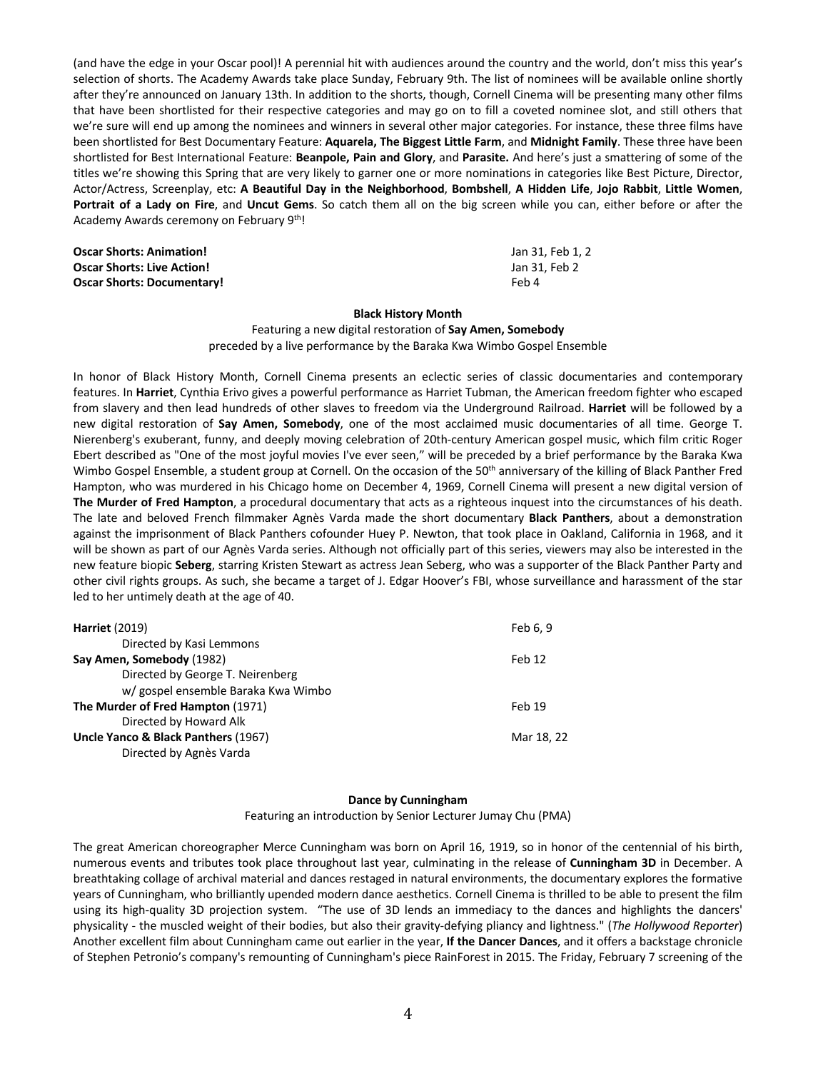(and have the edge in your Oscar pool)! A perennial hit with audiences around the country and the world, don't miss this year's selection of shorts. The Academy Awards take place Sunday, February 9th. The list of nominees will be available online shortly after they're announced on January 13th. In addition to the shorts, though, Cornell Cinema will be presenting many other films that have been shortlisted for their respective categories and may go on to fill a coveted nominee slot, and still others that we're sure will end up among the nominees and winners in several other major categories. For instance, these three films have been shortlisted for Best Documentary Feature: **Aquarela, The Biggest Little Farm**, and **Midnight Family**. These three have been shortlisted for Best International Feature: **Beanpole, Pain and Glory**, and **Parasite.** And here's just a smattering of some of the titles we're showing this Spring that are very likely to garner one or more nominations in categories like Best Picture, Director, Actor/Actress, Screenplay, etc: **A Beautiful Day in the Neighborhood**, **Bombshell**, **A Hidden Life**, **Jojo Rabbit**, **Little Women**, **Portrait of a Lady on Fire**, and **Uncut Gems**. So catch them all on the big screen while you can, either before or after the Academy Awards ceremony on February 9th!

| | |
|---|---|
| **Oscar Shorts: Animation!** | Jan 31, Feb 1, 2 |
| **Oscar Shorts: Live Action!** | Jan 31, Feb 2 |
| **Oscar Shorts: Documentary!** | Feb 4 |

## Black History Month

Featuring a new digital restoration of **Say Amen, Somebody**
preceded by a live performance by the Baraka Kwa Wimbo Gospel Ensemble

In honor of Black History Month, Cornell Cinema presents an eclectic series of classic documentaries and contemporary features. In **Harriet**, Cynthia Erivo gives a powerful performance as Harriet Tubman, the American freedom fighter who escaped from slavery and then lead hundreds of other slaves to freedom via the Underground Railroad. **Harriet** will be followed by a new digital restoration of **Say Amen, Somebody**, one of the most acclaimed music documentaries of all time. George T. Nierenberg's exuberant, funny, and deeply moving celebration of 20th-century American gospel music, which film critic Roger Ebert described as "One of the most joyful movies I've ever seen," will be preceded by a brief performance by the Baraka Kwa Wimbo Gospel Ensemble, a student group at Cornell. On the occasion of the 50th anniversary of the killing of Black Panther Fred Hampton, who was murdered in his Chicago home on December 4, 1969, Cornell Cinema will present a new digital version of **The Murder of Fred Hampton**, a procedural documentary that acts as a righteous inquest into the circumstances of his death. The late and beloved French filmmaker Agnès Varda made the short documentary **Black Panthers**, about a demonstration against the imprisonment of Black Panthers cofounder Huey P. Newton, that took place in Oakland, California in 1968, and it will be shown as part of our Agnès Varda series. Although not officially part of this series, viewers may also be interested in the new feature biopic **Seberg**, starring Kristen Stewart as actress Jean Seberg, who was a supporter of the Black Panther Party and other civil rights groups. As such, she became a target of J. Edgar Hoover's FBI, whose surveillance and harassment of the star led to her untimely death at the age of 40.

| | |
|---|---|
| **Harriet** (2019)<br>Directed by Kasi Lemmons | Feb 6, 9 |
| **Say Amen, Somebody** (1982)<br>Directed by George T. Neirenberg<br>w/ gospel ensemble Baraka Kwa Wimbo | Feb 12 |
| **The Murder of Fred Hampton** (1971)<br>Directed by Howard Alk | Feb 19 |
| **Uncle Yanco & Black Panthers** (1967)<br>Directed by Agnès Varda | Mar 18, 22 |

## Dance by Cunningham

Featuring an introduction by Senior Lecturer Jumay Chu (PMA)

The great American choreographer Merce Cunningham was born on April 16, 1919, so in honor of the centennial of his birth, numerous events and tributes took place throughout last year, culminating in the release of **Cunningham 3D** in December. A breathtaking collage of archival material and dances restaged in natural environments, the documentary explores the formative years of Cunningham, who brilliantly upended modern dance aesthetics. Cornell Cinema is thrilled to be able to present the film using its high-quality 3D projection system. "The use of 3D lends an immediacy to the dances and highlights the dancers' physicality - the muscled weight of their bodies, but also their gravity-defying pliancy and lightness." (*The Hollywood Reporter*) Another excellent film about Cunningham came out earlier in the year, **If the Dancer Dances**, and it offers a backstage chronicle of Stephen Petronio's company's remounting of Cunningham's piece RainForest in 2015. The Friday, February 7 screening of the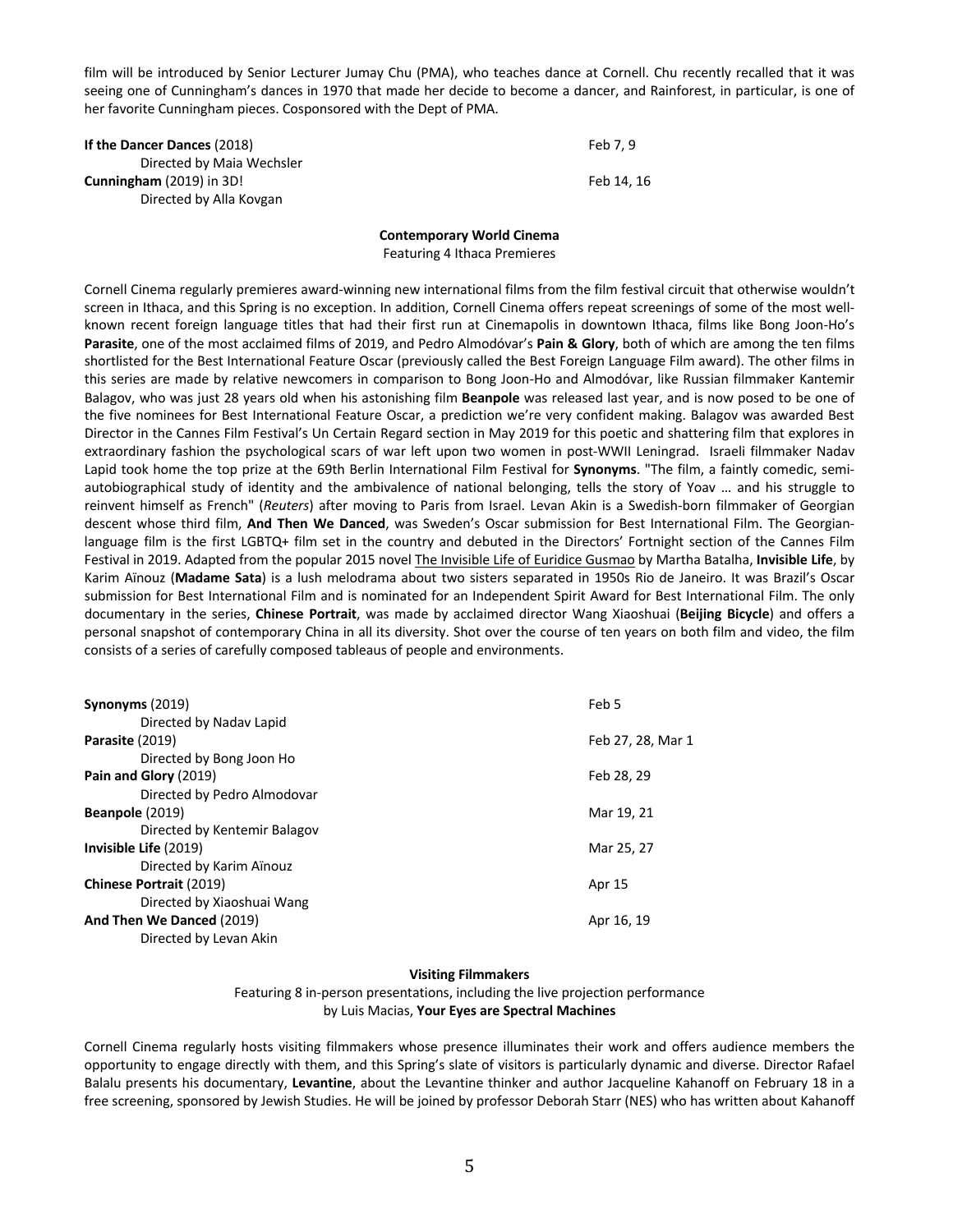film will be introduced by Senior Lecturer Jumay Chu (PMA), who teaches dance at Cornell. Chu recently recalled that it was seeing one of Cunningham's dances in 1970 that made her decide to become a dancer, and Rainforest, in particular, is one of her favorite Cunningham pieces. Cosponsored with the Dept of PMA.

| | |
|---|---|
| **If the Dancer Dances** (2018)<br>Directed by Maia Wechsler | Feb 7, 9 |
| **Cunningham** (2019) in 3D!<br>Directed by Alla Kovgan | Feb 14, 16 |

**Contemporary World Cinema**
Featuring 4 Ithaca Premieres

Cornell Cinema regularly premieres award-winning new international films from the film festival circuit that otherwise wouldn't screen in Ithaca, and this Spring is no exception. In addition, Cornell Cinema offers repeat screenings of some of the most well-known recent foreign language titles that had their first run at Cinemapolis in downtown Ithaca, films like Bong Joon-Ho's **Parasite**, one of the most acclaimed films of 2019, and Pedro Almodóvar's **Pain & Glory**, both of which are among the ten films shortlisted for the Best International Feature Oscar (previously called the Best Foreign Language Film award). The other films in this series are made by relative newcomers in comparison to Bong Joon-Ho and Almodóvar, like Russian filmmaker Kantemir Balagov, who was just 28 years old when his astonishing film **Beanpole** was released last year, and is now posed to be one of the five nominees for Best International Feature Oscar, a prediction we're very confident making. Balagov was awarded Best Director in the Cannes Film Festival's Un Certain Regard section in May 2019 for this poetic and shattering film that explores in extraordinary fashion the psychological scars of war left upon two women in post-WWII Leningrad. Israeli filmmaker Nadav Lapid took home the top prize at the 69th Berlin International Film Festival for **Synonyms**. "The film, a faintly comedic, semi-autobiographical study of identity and the ambivalence of national belonging, tells the story of Yoav … and his struggle to reinvent himself as French" (*Reuters*) after moving to Paris from Israel. Levan Akin is a Swedish-born filmmaker of Georgian descent whose third film, **And Then We Danced**, was Sweden's Oscar submission for Best International Film. The Georgian-language film is the first LGBTQ+ film set in the country and debuted in the Directors' Fortnight section of the Cannes Film Festival in 2019. Adapted from the popular 2015 novel <u>The Invisible Life of Euridice Gusmao</u> by Martha Batalha, **Invisible Life**, by Karim Aïnouz (**Madame Sata**) is a lush melodrama about two sisters separated in 1950s Rio de Janeiro. It was Brazil's Oscar submission for Best International Film and is nominated for an Independent Spirit Award for Best International Film. The only documentary in the series, **Chinese Portrait**, was made by acclaimed director Wang Xiaoshuai (**Beijing Bicycle**) and offers a personal snapshot of contemporary China in all its diversity. Shot over the course of ten years on both film and video, the film consists of a series of carefully composed tableaus of people and environments.

| | |
|---|---|
| **Synonyms** (2019)<br>Directed by Nadav Lapid | Feb 5 |
| **Parasite** (2019)<br>Directed by Bong Joon Ho | Feb 27, 28, Mar 1 |
| **Pain and Glory** (2019)<br>Directed by Pedro Almodovar | Feb 28, 29 |
| **Beanpole** (2019)<br>Directed by Kentemir Balagov | Mar 19, 21 |
| **Invisible Life** (2019)<br>Directed by Karim Aïnouz | Mar 25, 27 |
| **Chinese Portrait** (2019)<br>Directed by Xiaoshuai Wang | Apr 15 |
| **And Then We Danced** (2019)<br>Directed by Levan Akin | Apr 16, 19 |

**Visiting Filmmakers**
Featuring 8 in-person presentations, including the live projection performance by Luis Macias, **Your Eyes are Spectral Machines**

Cornell Cinema regularly hosts visiting filmmakers whose presence illuminates their work and offers audience members the opportunity to engage directly with them, and this Spring's slate of visitors is particularly dynamic and diverse. Director Rafael Balalu presents his documentary, **Levantine**, about the Levantine thinker and author Jacqueline Kahanoff on February 18 in a free screening, sponsored by Jewish Studies. He will be joined by professor Deborah Starr (NES) who has written about Kahanoff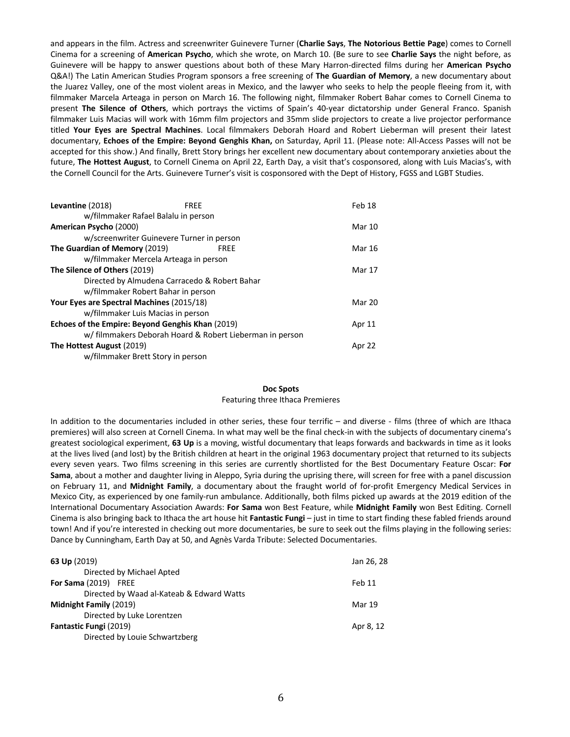and appears in the film. Actress and screenwriter Guinevere Turner (**Charlie Says**, **The Notorious Bettie Page**) comes to Cornell Cinema for a screening of **American Psycho**, which she wrote, on March 10. (Be sure to see **Charlie Says** the night before, as Guinevere will be happy to answer questions about both of these Mary Harron-directed films during her **American Psycho** Q&A!) The Latin American Studies Program sponsors a free screening of **The Guardian of Memory**, a new documentary about the Juarez Valley, one of the most violent areas in Mexico, and the lawyer who seeks to help the people fleeing from it, with filmmaker Marcela Arteaga in person on March 16. The following night, filmmaker Robert Bahar comes to Cornell Cinema to present **The Silence of Others**, which portrays the victims of Spain's 40-year dictatorship under General Franco. Spanish filmmaker Luis Macias will work with 16mm film projectors and 35mm slide projectors to create a live projector performance titled **Your Eyes are Spectral Machines**. Local filmmakers Deborah Hoard and Robert Lieberman will present their latest documentary, **Echoes of the Empire: Beyond Genghis Khan,** on Saturday, April 11. (Please note: All-Access Passes will not be accepted for this show.) And finally, Brett Story brings her excellent new documentary about contemporary anxieties about the future, **The Hottest August**, to Cornell Cinema on April 22, Earth Day, a visit that's cosponsored, along with Luis Macias's, with the Cornell Council for the Arts. Guinevere Turner's visit is cosponsored with the Dept of History, FGSS and LGBT Studies.

**Levantine** (2018) FREE — Feb 18
w/filmmaker Rafael Balalu in person

**American Psycho** (2000) — Mar 10
w/screenwriter Guinevere Turner in person

**The Guardian of Memory** (2019) FREE — Mar 16
w/filmmaker Mercela Arteaga in person

**The Silence of Others** (2019) — Mar 17
Directed by Almudena Carracedo & Robert Bahar
w/filmmaker Robert Bahar in person

**Your Eyes are Spectral Machines** (2015/18) — Mar 20
w/filmmaker Luis Macias in person

**Echoes of the Empire: Beyond Genghis Khan** (2019) — Apr 11
w/ filmmakers Deborah Hoard & Robert Lieberman in person

**The Hottest August** (2019) — Apr 22
w/filmmaker Brett Story in person

## Doc Spots

Featuring three Ithaca Premieres

In addition to the documentaries included in other series, these four terrific – and diverse - films (three of which are Ithaca premieres) will also screen at Cornell Cinema. In what may well be the final check-in with the subjects of documentary cinema's greatest sociological experiment, **63 Up** is a moving, wistful documentary that leaps forwards and backwards in time as it looks at the lives lived (and lost) by the British children at heart in the original 1963 documentary project that returned to its subjects every seven years. Two films screening in this series are currently shortlisted for the Best Documentary Feature Oscar: **For Sama**, about a mother and daughter living in Aleppo, Syria during the uprising there, will screen for free with a panel discussion on February 11, and **Midnight Family**, a documentary about the fraught world of for-profit Emergency Medical Services in Mexico City, as experienced by one family-run ambulance. Additionally, both films picked up awards at the 2019 edition of the International Documentary Association Awards: **For Sama** won Best Feature, while **Midnight Family** won Best Editing. Cornell Cinema is also bringing back to Ithaca the art house hit **Fantastic Fungi** – just in time to start finding these fabled friends around town! And if you're interested in checking out more documentaries, be sure to seek out the films playing in the following series: Dance by Cunningham, Earth Day at 50, and Agnès Varda Tribute: Selected Documentaries.

**63 Up** (2019) — Jan 26, 28
Directed by Michael Apted

**For Sama** (2019) FREE — Feb 11
Directed by Waad al-Kateab & Edward Watts

**Midnight Family** (2019) — Mar 19
Directed by Luke Lorentzen

**Fantastic Fungi** (2019) — Apr 8, 12
Directed by Louie Schwartzberg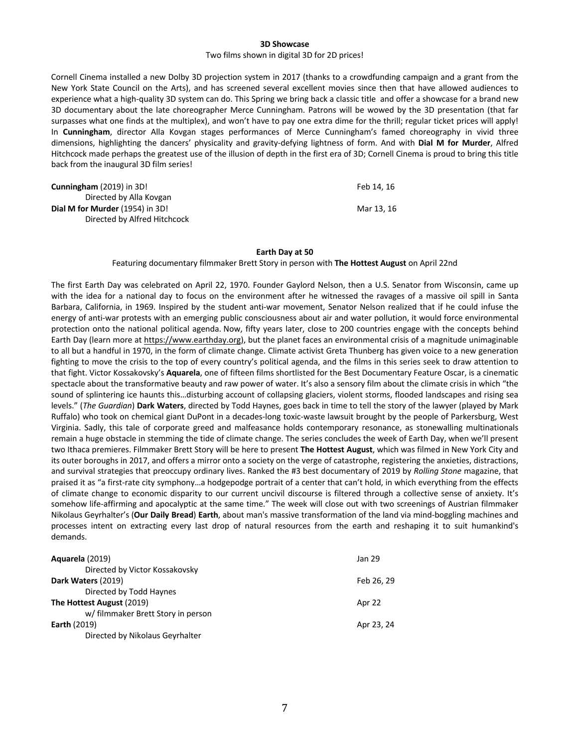## 3D Showcase

Two films shown in digital 3D for 2D prices!

Cornell Cinema installed a new Dolby 3D projection system in 2017 (thanks to a crowdfunding campaign and a grant from the New York State Council on the Arts), and has screened several excellent movies since then that have allowed audiences to experience what a high-quality 3D system can do. This Spring we bring back a classic title and offer a showcase for a brand new 3D documentary about the late choreographer Merce Cunningham. Patrons will be wowed by the 3D presentation (that far surpasses what one finds at the multiplex), and won't have to pay one extra dime for the thrill; regular ticket prices will apply! In **Cunningham**, director Alla Kovgan stages performances of Merce Cunningham's famed choreography in vivid three dimensions, highlighting the dancers' physicality and gravity-defying lightness of form. And with **Dial M for Murder**, Alfred Hitchcock made perhaps the greatest use of the illusion of depth in the first era of 3D; Cornell Cinema is proud to bring this title back from the inaugural 3D film series!

| | |
|---|---|
| **Cunningham** (2019) in 3D!<br>Directed by Alla Kovgan | Feb 14, 16 |
| **Dial M for Murder** (1954) in 3D!<br>Directed by Alfred Hitchcock | Mar 13, 16 |

## Earth Day at 50

Featuring documentary filmmaker Brett Story in person with **The Hottest August** on April 22nd

The first Earth Day was celebrated on April 22, 1970. Founder Gaylord Nelson, then a U.S. Senator from Wisconsin, came up with the idea for a national day to focus on the environment after he witnessed the ravages of a massive oil spill in Santa Barbara, California, in 1969. Inspired by the student anti-war movement, Senator Nelson realized that if he could infuse the energy of anti-war protests with an emerging public consciousness about air and water pollution, it would force environmental protection onto the national political agenda. Now, fifty years later, close to 200 countries engage with the concepts behind Earth Day (learn more at https://www.earthday.org), but the planet faces an environmental crisis of a magnitude unimaginable to all but a handful in 1970, in the form of climate change. Climate activist Greta Thunberg has given voice to a new generation fighting to move the crisis to the top of every country's political agenda, and the films in this series seek to draw attention to that fight. Victor Kossakovsky's **Aquarela**, one of fifteen films shortlisted for the Best Documentary Feature Oscar, is a cinematic spectacle about the transformative beauty and raw power of water. It's also a sensory film about the climate crisis in which "the sound of splintering ice haunts this…disturbing account of collapsing glaciers, violent storms, flooded landscapes and rising sea levels." (*The Guardian*) **Dark Waters**, directed by Todd Haynes, goes back in time to tell the story of the lawyer (played by Mark Ruffalo) who took on chemical giant DuPont in a decades-long toxic-waste lawsuit brought by the people of Parkersburg, West Virginia. Sadly, this tale of corporate greed and malfeasance holds contemporary resonance, as stonewalling multinationals remain a huge obstacle in stemming the tide of climate change. The series concludes the week of Earth Day, when we'll present two Ithaca premieres. Filmmaker Brett Story will be here to present **The Hottest August**, which was filmed in New York City and its outer boroughs in 2017, and offers a mirror onto a society on the verge of catastrophe, registering the anxieties, distractions, and survival strategies that preoccupy ordinary lives. Ranked the #3 best documentary of 2019 by *Rolling Stone* magazine, that praised it as "a first-rate city symphony…a hodgepodge portrait of a center that can't hold, in which everything from the effects of climate change to economic disparity to our current uncivil discourse is filtered through a collective sense of anxiety. It's somehow life-affirming and apocalyptic at the same time." The week will close out with two screenings of Austrian filmmaker Nikolaus Geyrhalter's (**Our Daily Bread**) **Earth**, about man's massive transformation of the land via mind-boggling machines and processes intent on extracting every last drop of natural resources from the earth and reshaping it to suit humankind's demands.

| | |
|---|---|
| **Aquarela** (2019)<br>Directed by Victor Kossakovsky | Jan 29 |
| **Dark Waters** (2019)<br>Directed by Todd Haynes | Feb 26, 29 |
| **The Hottest August** (2019)<br>w/ filmmaker Brett Story in person | Apr 22 |
| **Earth** (2019)<br>Directed by Nikolaus Geyrhalter | Apr 23, 24 |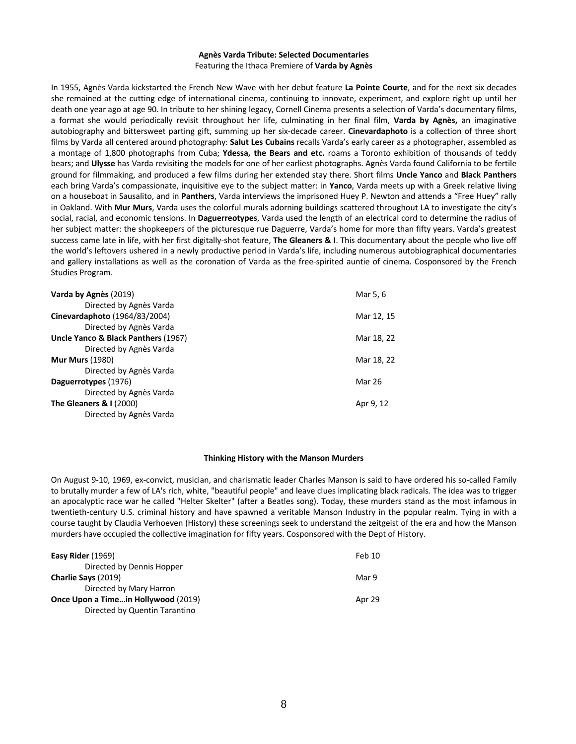## Agnès Varda Tribute: Selected Documentaries

Featuring the Ithaca Premiere of **Varda by Agnès**

In 1955, Agnès Varda kickstarted the French New Wave with her debut feature **La Pointe Courte**, and for the next six decades she remained at the cutting edge of international cinema, continuing to innovate, experiment, and explore right up until her death one year ago at age 90. In tribute to her shining legacy, Cornell Cinema presents a selection of Varda's documentary films, a format she would periodically revisit throughout her life, culminating in her final film, **Varda by Agnès,** an imaginative autobiography and bittersweet parting gift, summing up her six-decade career. **Cinevardaphoto** is a collection of three short films by Varda all centered around photography: **Salut Les Cubains** recalls Varda's early career as a photographer, assembled as a montage of 1,800 photographs from Cuba; **Ydessa, the Bears and etc.** roams a Toronto exhibition of thousands of teddy bears; and **Ulysse** has Varda revisiting the models for one of her earliest photographs. Agnès Varda found California to be fertile ground for filmmaking, and produced a few films during her extended stay there. Short films **Uncle Yanco** and **Black Panthers** each bring Varda's compassionate, inquisitive eye to the subject matter: in **Yanco**, Varda meets up with a Greek relative living on a houseboat in Sausalito, and in **Panthers**, Varda interviews the imprisoned Huey P. Newton and attends a "Free Huey" rally in Oakland. With **Mur Murs**, Varda uses the colorful murals adorning buildings scattered throughout LA to investigate the city's social, racial, and economic tensions. In **Daguerreotypes**, Varda used the length of an electrical cord to determine the radius of her subject matter: the shopkeepers of the picturesque rue Daguerre, Varda's home for more than fifty years. Varda's greatest success came late in life, with her first digitally-shot feature, **The Gleaners & I**. This documentary about the people who live off the world's leftovers ushered in a newly productive period in Varda's life, including numerous autobiographical documentaries and gallery installations as well as the coronation of Varda as the free-spirited auntie of cinema. Cosponsored by the French Studies Program.

| Film | Dates |
|---|---|
| **Varda by Agnès** (2019)<br>Directed by Agnès Varda | Mar 5, 6 |
| **Cinevardaphoto** (1964/83/2004)<br>Directed by Agnès Varda | Mar 12, 15 |
| **Uncle Yanco & Black Panthers** (1967)<br>Directed by Agnès Varda | Mar 18, 22 |
| **Mur Murs** (1980)<br>Directed by Agnès Varda | Mar 18, 22 |
| **Daguerrotypes** (1976)<br>Directed by Agnès Varda | Mar 26 |
| **The Gleaners & I** (2000)<br>Directed by Agnès Varda | Apr 9, 12 |

## Thinking History with the Manson Murders

On August 9-10, 1969, ex-convict, musician, and charismatic leader Charles Manson is said to have ordered his so-called Family to brutally murder a few of LA's rich, white, "beautiful people" and leave clues implicating black radicals. The idea was to trigger an apocalyptic race war he called "Helter Skelter" (after a Beatles song). Today, these murders stand as the most infamous in twentieth-century U.S. criminal history and have spawned a veritable Manson Industry in the popular realm. Tying in with a course taught by Claudia Verhoeven (History) these screenings seek to understand the zeitgeist of the era and how the Manson murders have occupied the collective imagination for fifty years. Cosponsored with the Dept of History.

| Film | Dates |
|---|---|
| **Easy Rider** (1969)<br>Directed by Dennis Hopper | Feb 10 |
| **Charlie Says** (2019)<br>Directed by Mary Harron | Mar 9 |
| **Once Upon a Time…in Hollywood** (2019)<br>Directed by Quentin Tarantino | Apr 29 |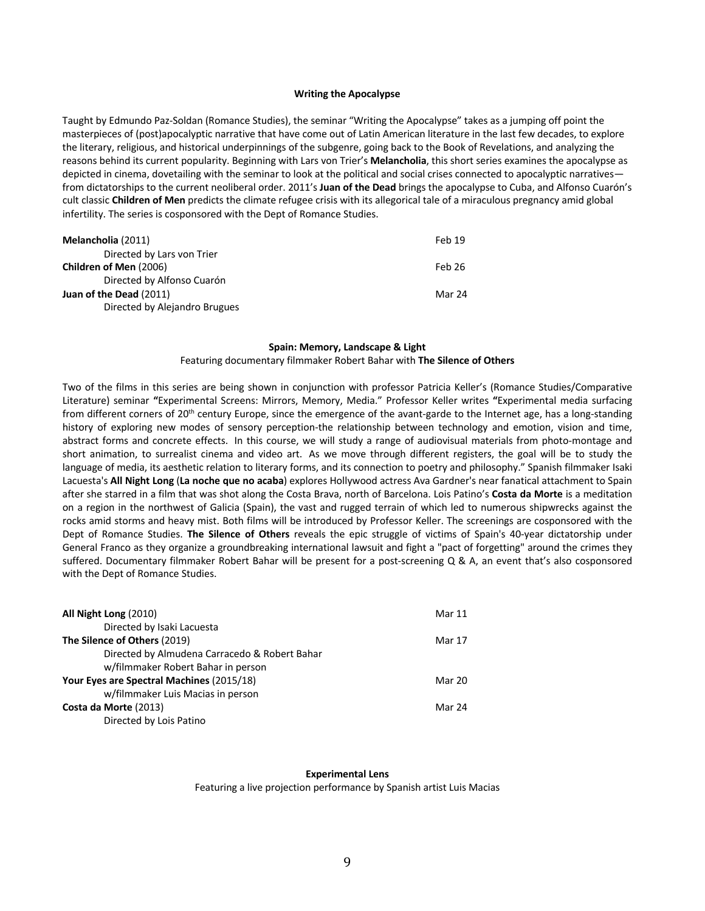### Writing the Apocalypse

Taught by Edmundo Paz-Soldan (Romance Studies), the seminar "Writing the Apocalypse" takes as a jumping off point the masterpieces of (post)apocalyptic narrative that have come out of Latin American literature in the last few decades, to explore the literary, religious, and historical underpinnings of the subgenre, going back to the Book of Revelations, and analyzing the reasons behind its current popularity. Beginning with Lars von Trier's **Melancholia**, this short series examines the apocalypse as depicted in cinema, dovetailing with the seminar to look at the political and social crises connected to apocalyptic narratives—from dictatorships to the current neoliberal order. 2011's **Juan of the Dead** brings the apocalypse to Cuba, and Alfonso Cuarón's cult classic **Children of Men** predicts the climate refugee crisis with its allegorical tale of a miraculous pregnancy amid global infertility. The series is cosponsored with the Dept of Romance Studies.

| | |
|---|---|
| **Melancholia** (2011)<br>Directed by Lars von Trier | Feb 19 |
| **Children of Men** (2006)<br>Directed by Alfonso Cuarón | Feb 26 |
| **Juan of the Dead** (2011)<br>Directed by Alejandro Brugues | Mar 24 |

### Spain: Memory, Landscape & Light

Featuring documentary filmmaker Robert Bahar with **The Silence of Others**

Two of the films in this series are being shown in conjunction with professor Patricia Keller's (Romance Studies/Comparative Literature) seminar **"**Experimental Screens: Mirrors, Memory, Media." Professor Keller writes **"**Experimental media surfacing from different corners of 20th century Europe, since the emergence of the avant-garde to the Internet age, has a long-standing history of exploring new modes of sensory perception-the relationship between technology and emotion, vision and time, abstract forms and concrete effects. In this course, we will study a range of audiovisual materials from photo-montage and short animation, to surrealist cinema and video art. As we move through different registers, the goal will be to study the language of media, its aesthetic relation to literary forms, and its connection to poetry and philosophy." Spanish filmmaker Isaki Lacuesta's **All Night Long** (**La noche que no acaba**) explores Hollywood actress Ava Gardner's near fanatical attachment to Spain after she starred in a film that was shot along the Costa Brava, north of Barcelona. Lois Patino's **Costa da Morte** is a meditation on a region in the northwest of Galicia (Spain), the vast and rugged terrain of which led to numerous shipwrecks against the rocks amid storms and heavy mist. Both films will be introduced by Professor Keller. The screenings are cosponsored with the Dept of Romance Studies. **The Silence of Others** reveals the epic struggle of victims of Spain's 40-year dictatorship under General Franco as they organize a groundbreaking international lawsuit and fight a "pact of forgetting" around the crimes they suffered. Documentary filmmaker Robert Bahar will be present for a post-screening Q & A, an event that's also cosponsored with the Dept of Romance Studies.

| | |
|---|---|
| **All Night Long** (2010)<br>Directed by Isaki Lacuesta | Mar 11 |
| **The Silence of Others** (2019)<br>Directed by Almudena Carracedo & Robert Bahar<br>w/filmmaker Robert Bahar in person | Mar 17 |
| **Your Eyes are Spectral Machines** (2015/18)<br>w/filmmaker Luis Macias in person | Mar 20 |
| **Costa da Morte** (2013)<br>Directed by Lois Patino | Mar 24 |

### Experimental Lens

Featuring a live projection performance by Spanish artist Luis Macias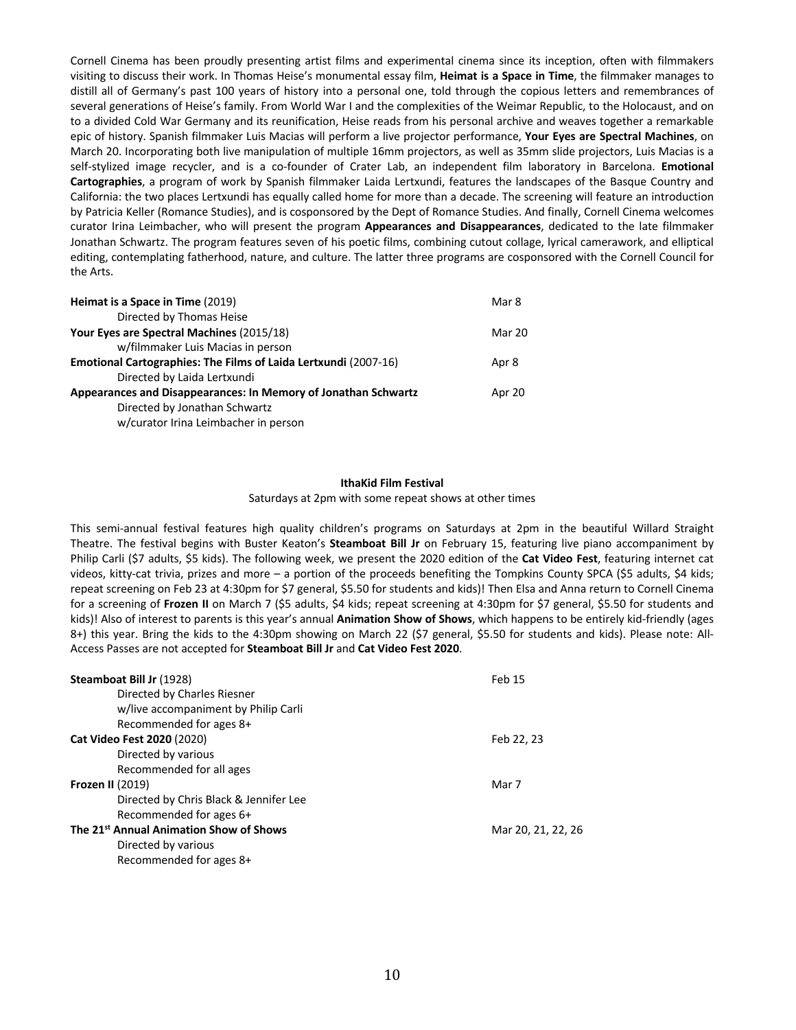Cornell Cinema has been proudly presenting artist films and experimental cinema since its inception, often with filmmakers visiting to discuss their work. In Thomas Heise's monumental essay film, **Heimat is a Space in Time**, the filmmaker manages to distill all of Germany's past 100 years of history into a personal one, told through the copious letters and remembrances of several generations of Heise's family. From World War I and the complexities of the Weimar Republic, to the Holocaust, and on to a divided Cold War Germany and its reunification, Heise reads from his personal archive and weaves together a remarkable epic of history. Spanish filmmaker Luis Macias will perform a live projector performance, **Your Eyes are Spectral Machines**, on March 20. Incorporating both live manipulation of multiple 16mm projectors, as well as 35mm slide projectors, Luis Macias is a self-stylized image recycler, and is a co-founder of Crater Lab, an independent film laboratory in Barcelona. **Emotional Cartographies**, a program of work by Spanish filmmaker Laida Lertxundi, features the landscapes of the Basque Country and California: the two places Lertxundi has equally called home for more than a decade. The screening will feature an introduction by Patricia Keller (Romance Studies), and is cosponsored by the Dept of Romance Studies. And finally, Cornell Cinema welcomes curator Irina Leimbacher, who will present the program **Appearances and Disappearances**, dedicated to the late filmmaker Jonathan Schwartz. The program features seven of his poetic films, combining cutout collage, lyrical camerawork, and elliptical editing, contemplating fatherhood, nature, and culture. The latter three programs are cosponsored with the Cornell Council for the Arts.

| | |
|---|---|
| **Heimat is a Space in Time** (2019)<br>Directed by Thomas Heise | Mar 8 |
| **Your Eyes are Spectral Machines** (2015/18)<br>w/filmmaker Luis Macias in person | Mar 20 |
| **Emotional Cartographies: The Films of Laida Lertxundi** (2007-16)<br>Directed by Laida Lertxundi | Apr 8 |
| **Appearances and Disappearances: In Memory of Jonathan Schwartz**<br>Directed by Jonathan Schwartz<br>w/curator Irina Leimbacher in person | Apr 20 |

## IthaKid Film Festival

Saturdays at 2pm with some repeat shows at other times

This semi-annual festival features high quality children's programs on Saturdays at 2pm in the beautiful Willard Straight Theatre. The festival begins with Buster Keaton's **Steamboat Bill Jr** on February 15, featuring live piano accompaniment by Philip Carli ($7 adults, $5 kids). The following week, we present the 2020 edition of the **Cat Video Fest**, featuring internet cat videos, kitty-cat trivia, prizes and more – a portion of the proceeds benefiting the Tompkins County SPCA ($5 adults, $4 kids; repeat screening on Feb 23 at 4:30pm for $7 general, $5.50 for students and kids)! Then Elsa and Anna return to Cornell Cinema for a screening of **Frozen II** on March 7 ($5 adults, $4 kids; repeat screening at 4:30pm for $7 general, $5.50 for students and kids)! Also of interest to parents is this year's annual **Animation Show of Shows**, which happens to be entirely kid-friendly (ages 8+) this year. Bring the kids to the 4:30pm showing on March 22 ($7 general, $5.50 for students and kids). Please note: All-Access Passes are not accepted for **Steamboat Bill Jr** and **Cat Video Fest 2020**.

| | |
|---|---|
| **Steamboat Bill Jr** (1928)<br>Directed by Charles Riesner<br>w/live accompaniment by Philip Carli<br>Recommended for ages 8+ | Feb 15 |
| **Cat Video Fest 2020** (2020)<br>Directed by various<br>Recommended for all ages | Feb 22, 23 |
| **Frozen II** (2019)<br>Directed by Chris Black & Jennifer Lee<br>Recommended for ages 6+ | Mar 7 |
| **The 21st Annual Animation Show of Shows**<br>Directed by various<br>Recommended for ages 8+ | Mar 20, 21, 22, 26 |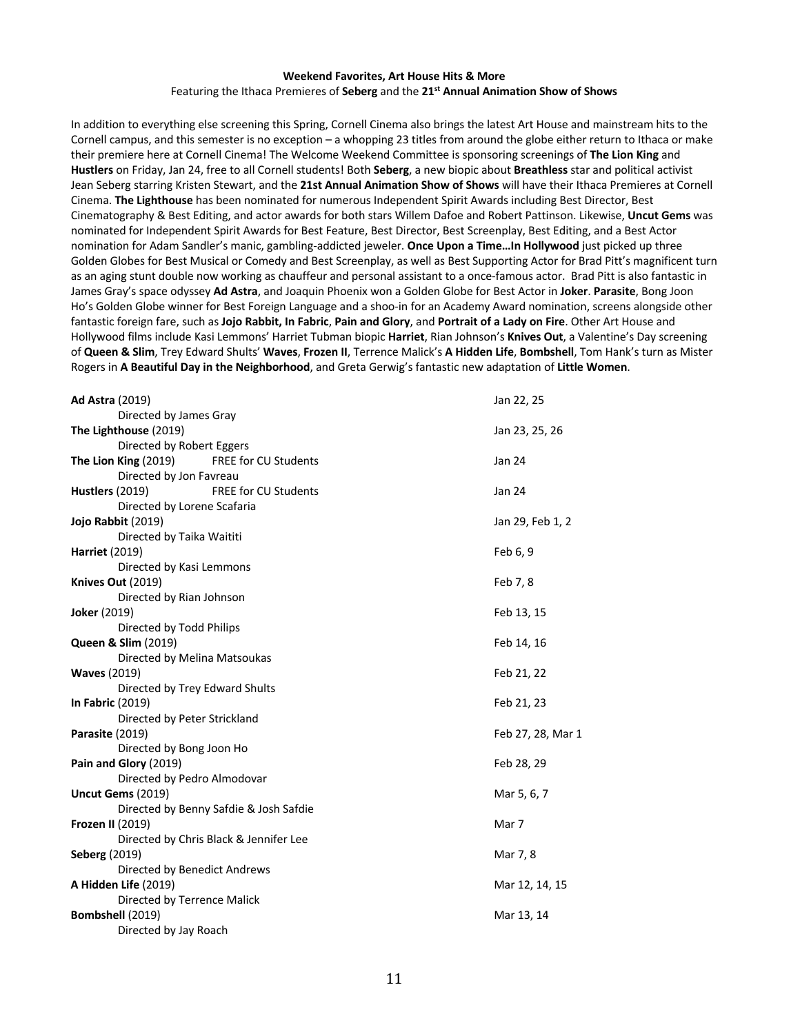**Weekend Favorites, Art House Hits & More**

Featuring the Ithaca Premieres of **Seberg** and the **21st Annual Animation Show of Shows**

In addition to everything else screening this Spring, Cornell Cinema also brings the latest Art House and mainstream hits to the Cornell campus, and this semester is no exception – a whopping 23 titles from around the globe either return to Ithaca or make their premiere here at Cornell Cinema! The Welcome Weekend Committee is sponsoring screenings of **The Lion King** and **Hustlers** on Friday, Jan 24, free to all Cornell students! Both **Seberg**, a new biopic about **Breathless** star and political activist Jean Seberg starring Kristen Stewart, and the **21st Annual Animation Show of Shows** will have their Ithaca Premieres at Cornell Cinema. **The Lighthouse** has been nominated for numerous Independent Spirit Awards including Best Director, Best Cinematography & Best Editing, and actor awards for both stars Willem Dafoe and Robert Pattinson. Likewise, **Uncut Gems** was nominated for Independent Spirit Awards for Best Feature, Best Director, Best Screenplay, Best Editing, and a Best Actor nomination for Adam Sandler's manic, gambling-addicted jeweler. **Once Upon a Time…In Hollywood** just picked up three Golden Globes for Best Musical or Comedy and Best Screenplay, as well as Best Supporting Actor for Brad Pitt's magnificent turn as an aging stunt double now working as chauffeur and personal assistant to a once-famous actor. Brad Pitt is also fantastic in James Gray's space odyssey **Ad Astra**, and Joaquin Phoenix won a Golden Globe for Best Actor in **Joker**. **Parasite**, Bong Joon Ho's Golden Globe winner for Best Foreign Language and a shoo-in for an Academy Award nomination, screens alongside other fantastic foreign fare, such as **Jojo Rabbit, In Fabric**, **Pain and Glory**, and **Portrait of a Lady on Fire**. Other Art House and Hollywood films include Kasi Lemmons' Harriet Tubman biopic **Harriet**, Rian Johnson's **Knives Out**, a Valentine's Day screening of **Queen & Slim**, Trey Edward Shults' **Waves**, **Frozen II**, Terrence Malick's **A Hidden Life**, **Bombshell**, Tom Hank's turn as Mister Rogers in **A Beautiful Day in the Neighborhood**, and Greta Gerwig's fantastic new adaptation of **Little Women**.

| Film | Dates |
|---|---|
| **Ad Astra** (2019)<br>Directed by James Gray | Jan 22, 25 |
| **The Lighthouse** (2019)<br>Directed by Robert Eggers | Jan 23, 25, 26 |
| **The Lion King** (2019) FREE for CU Students<br>Directed by Jon Favreau | Jan 24 |
| **Hustlers** (2019) FREE for CU Students<br>Directed by Lorene Scafaria | Jan 24 |
| **Jojo Rabbit** (2019)<br>Directed by Taika Waititi | Jan 29, Feb 1, 2 |
| **Harriet** (2019)<br>Directed by Kasi Lemmons | Feb 6, 9 |
| **Knives Out** (2019)<br>Directed by Rian Johnson | Feb 7, 8 |
| **Joker** (2019)<br>Directed by Todd Philips | Feb 13, 15 |
| **Queen & Slim** (2019)<br>Directed by Melina Matsoukas | Feb 14, 16 |
| **Waves** (2019)<br>Directed by Trey Edward Shults | Feb 21, 22 |
| **In Fabric** (2019)<br>Directed by Peter Strickland | Feb 21, 23 |
| **Parasite** (2019)<br>Directed by Bong Joon Ho | Feb 27, 28, Mar 1 |
| **Pain and Glory** (2019)<br>Directed by Pedro Almodovar | Feb 28, 29 |
| **Uncut Gems** (2019)<br>Directed by Benny Safdie & Josh Safdie | Mar 5, 6, 7 |
| **Frozen II** (2019)<br>Directed by Chris Black & Jennifer Lee | Mar 7 |
| **Seberg** (2019)<br>Directed by Benedict Andrews | Mar 7, 8 |
| **A Hidden Life** (2019)<br>Directed by Terrence Malick | Mar 12, 14, 15 |
| **Bombshell** (2019)<br>Directed by Jay Roach | Mar 13, 14 |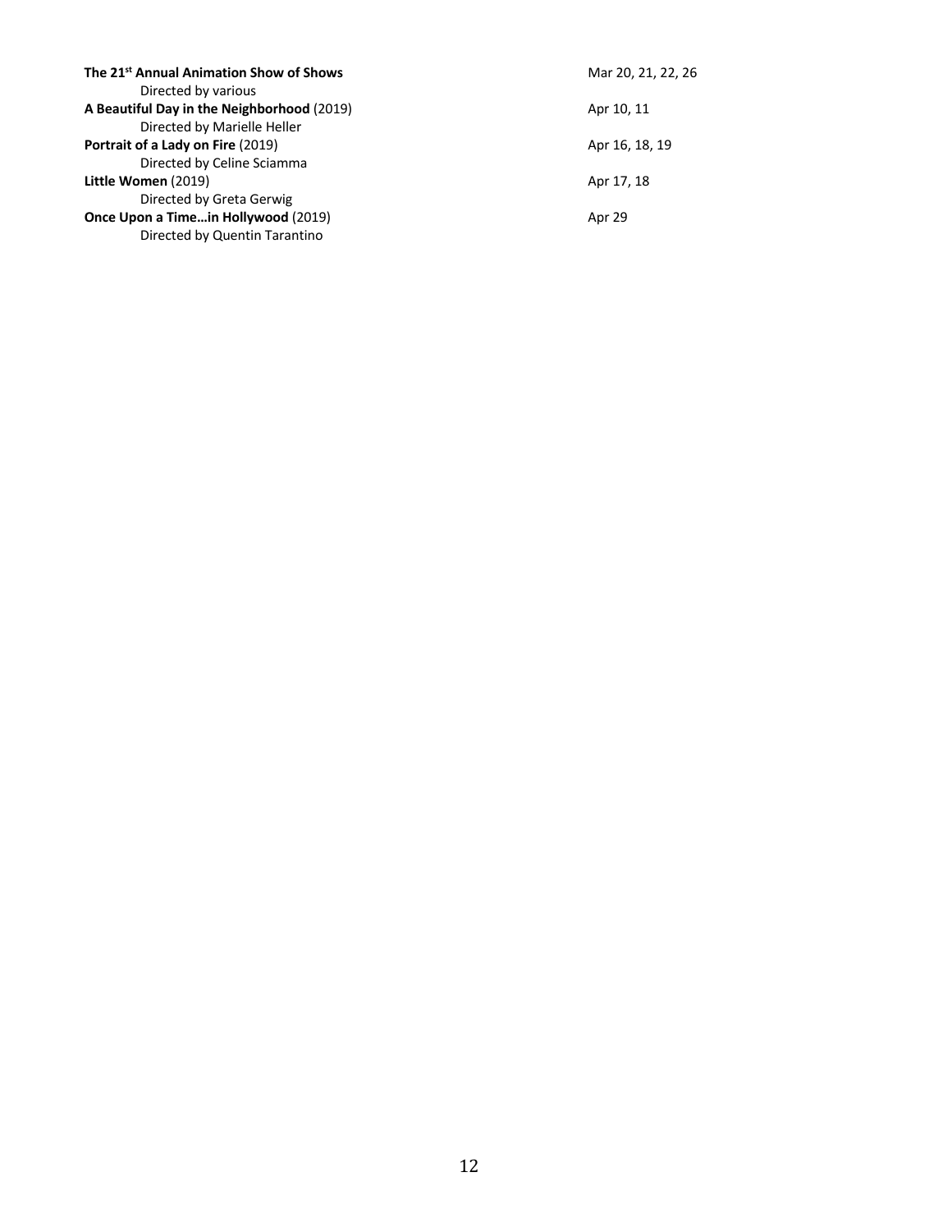**The 21st Annual Animation Show of Shows** Mar 20, 21, 22, 26
Directed by various
**A Beautiful Day in the Neighborhood** (2019) Apr 10, 11
Directed by Marielle Heller
**Portrait of a Lady on Fire** (2019) Apr 16, 18, 19
Directed by Celine Sciamma
**Little Women** (2019) Apr 17, 18
Directed by Greta Gerwig
**Once Upon a Time…in Hollywood** (2019) Apr 29
Directed by Quentin Tarantino